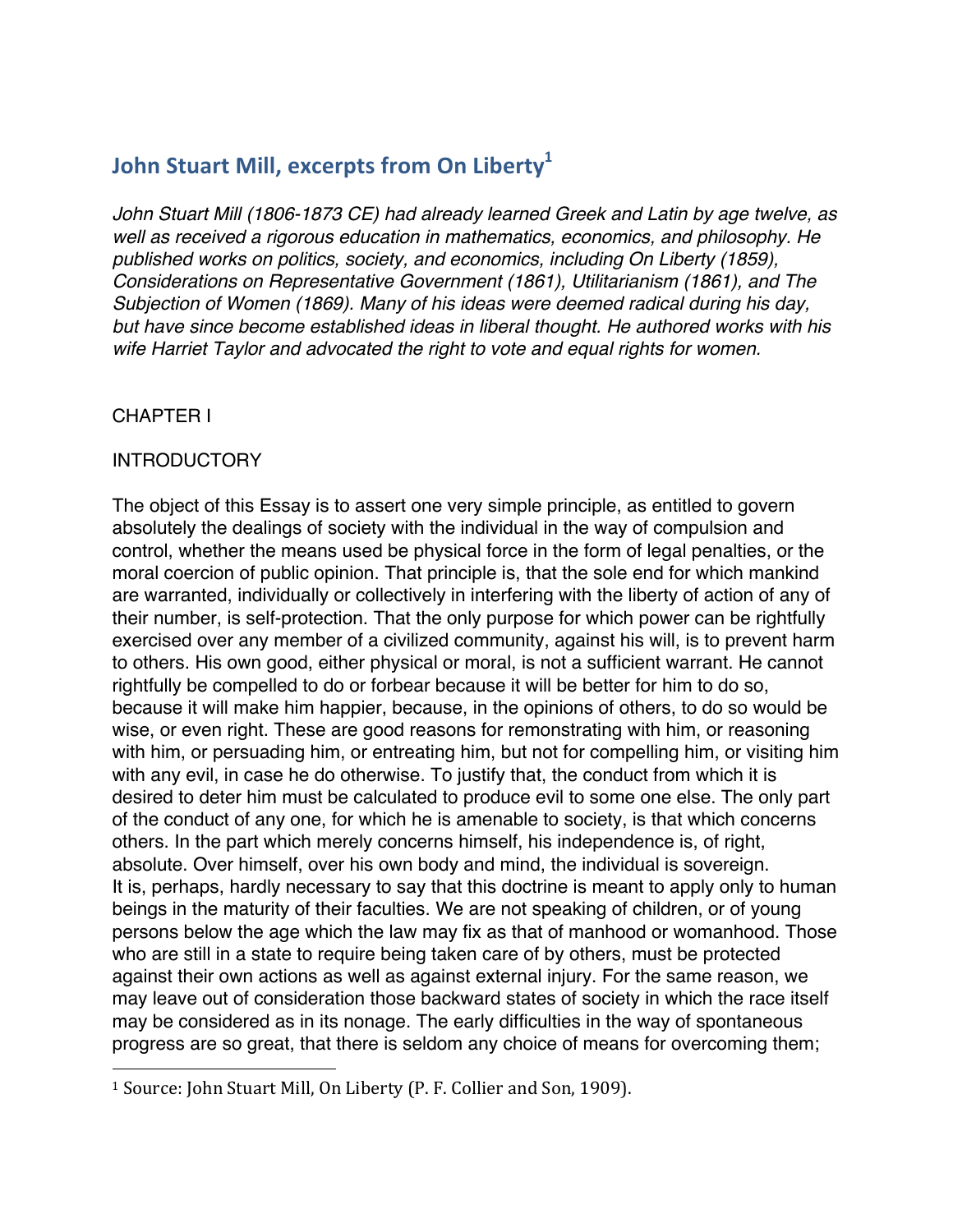# John Stuart Mill, excerpts from On Liberty[1]

*John Stuart Mill (1806-1873 CE) had already learned Greek and Latin by age twelve, as well as received a rigorous education in mathematics, economics, and philosophy. He published works on politics, society, and economics, including On Liberty (1859), Considerations on Representative Government (1861), Utilitarianism (1861), and The Subjection of Women (1869). Many of his ideas were deemed radical during his day, but have since become established ideas in liberal thought. He authored works with his wife Harriet Taylor and advocated the right to vote and equal rights for women.*

CHAPTER I

INTRODUCTORY

The object of this Essay is to assert one very simple principle, as entitled to govern absolutely the dealings of society with the individual in the way of compulsion and control, whether the means used be physical force in the form of legal penalties, or the moral coercion of public opinion. That principle is, that the sole end for which mankind are warranted, individually or collectively in interfering with the liberty of action of any of their number, is self-protection. That the only purpose for which power can be rightfully exercised over any member of a civilized community, against his will, is to prevent harm to others. His own good, either physical or moral, is not a sufficient warrant. He cannot rightfully be compelled to do or forbear because it will be better for him to do so, because it will make him happier, because, in the opinions of others, to do so would be wise, or even right. These are good reasons for remonstrating with him, or reasoning with him, or persuading him, or entreating him, but not for compelling him, or visiting him with any evil, in case he do otherwise. To justify that, the conduct from which it is desired to deter him must be calculated to produce evil to some one else. The only part of the conduct of any one, for which he is amenable to society, is that which concerns others. In the part which merely concerns himself, his independence is, of right, absolute. Over himself, over his own body and mind, the individual is sovereign.

It is, perhaps, hardly necessary to say that this doctrine is meant to apply only to human beings in the maturity of their faculties. We are not speaking of children, or of young persons below the age which the law may fix as that of manhood or womanhood. Those who are still in a state to require being taken care of by others, must be protected against their own actions as well as against external injury. For the same reason, we may leave out of consideration those backward states of society in which the race itself may be considered as in its nonage. The early difficulties in the way of spontaneous progress are so great, that there is seldom any choice of means for overcoming them;

[1] Source: John Stuart Mill, On Liberty (P. F. Collier and Son, 1909).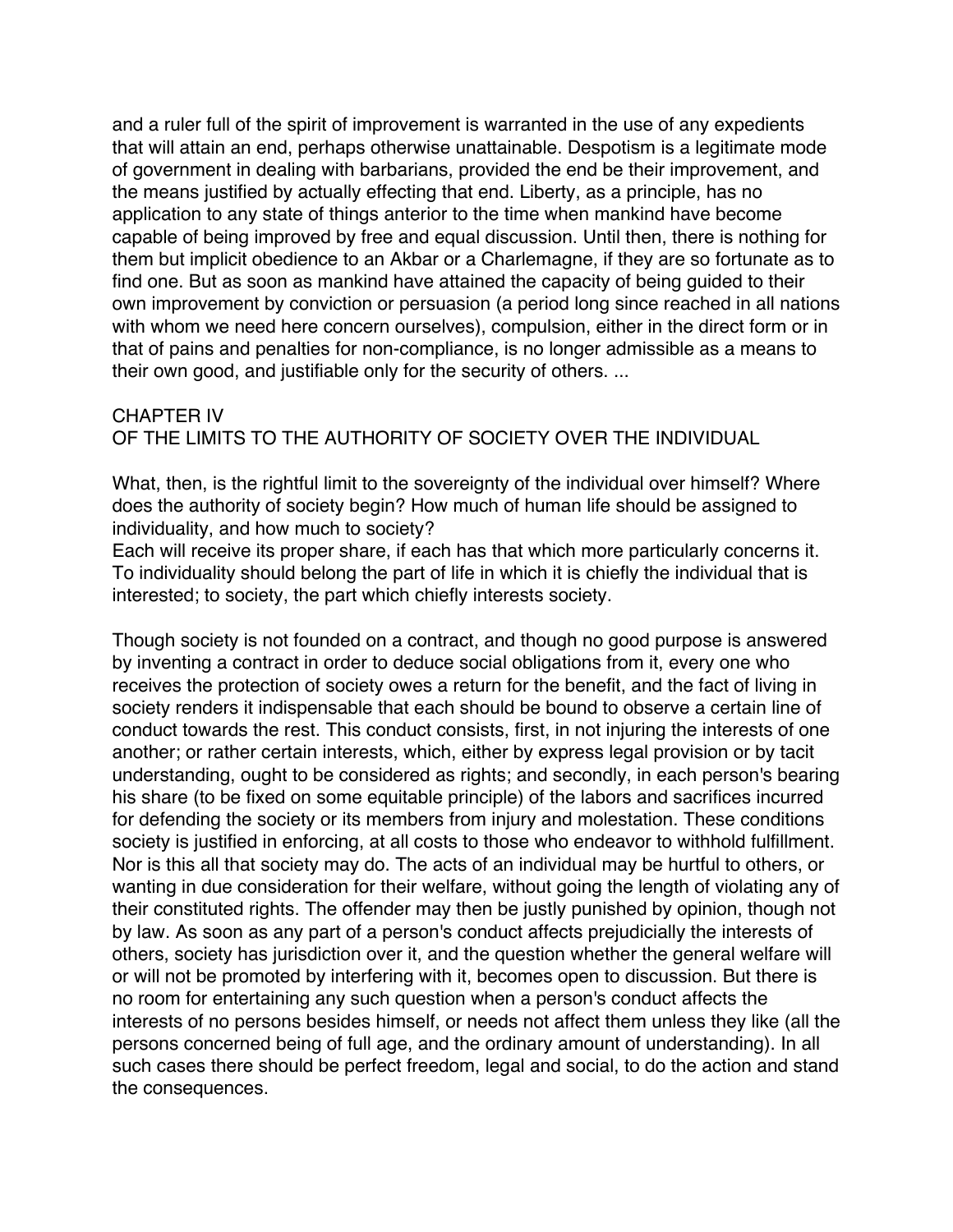and a ruler full of the spirit of improvement is warranted in the use of any expedients that will attain an end, perhaps otherwise unattainable. Despotism is a legitimate mode of government in dealing with barbarians, provided the end be their improvement, and the means justified by actually effecting that end. Liberty, as a principle, has no application to any state of things anterior to the time when mankind have become capable of being improved by free and equal discussion. Until then, there is nothing for them but implicit obedience to an Akbar or a Charlemagne, if they are so fortunate as to find one. But as soon as mankind have attained the capacity of being guided to their own improvement by conviction or persuasion (a period long since reached in all nations with whom we need here concern ourselves), compulsion, either in the direct form or in that of pains and penalties for non-compliance, is no longer admissible as a means to their own good, and justifiable only for the security of others. ...

## CHAPTER IV
## OF THE LIMITS TO THE AUTHORITY OF SOCIETY OVER THE INDIVIDUAL

What, then, is the rightful limit to the sovereignty of the individual over himself? Where does the authority of society begin? How much of human life should be assigned to individuality, and how much to society?

Each will receive its proper share, if each has that which more particularly concerns it. To individuality should belong the part of life in which it is chiefly the individual that is interested; to society, the part which chiefly interests society.

Though society is not founded on a contract, and though no good purpose is answered by inventing a contract in order to deduce social obligations from it, every one who receives the protection of society owes a return for the benefit, and the fact of living in society renders it indispensable that each should be bound to observe a certain line of conduct towards the rest. This conduct consists, first, in not injuring the interests of one another; or rather certain interests, which, either by express legal provision or by tacit understanding, ought to be considered as rights; and secondly, in each person's bearing his share (to be fixed on some equitable principle) of the labors and sacrifices incurred for defending the society or its members from injury and molestation. These conditions society is justified in enforcing, at all costs to those who endeavor to withhold fulfillment. Nor is this all that society may do. The acts of an individual may be hurtful to others, or wanting in due consideration for their welfare, without going the length of violating any of their constituted rights. The offender may then be justly punished by opinion, though not by law. As soon as any part of a person's conduct affects prejudicially the interests of others, society has jurisdiction over it, and the question whether the general welfare will or will not be promoted by interfering with it, becomes open to discussion. But there is no room for entertaining any such question when a person's conduct affects the interests of no persons besides himself, or needs not affect them unless they like (all the persons concerned being of full age, and the ordinary amount of understanding). In all such cases there should be perfect freedom, legal and social, to do the action and stand the consequences.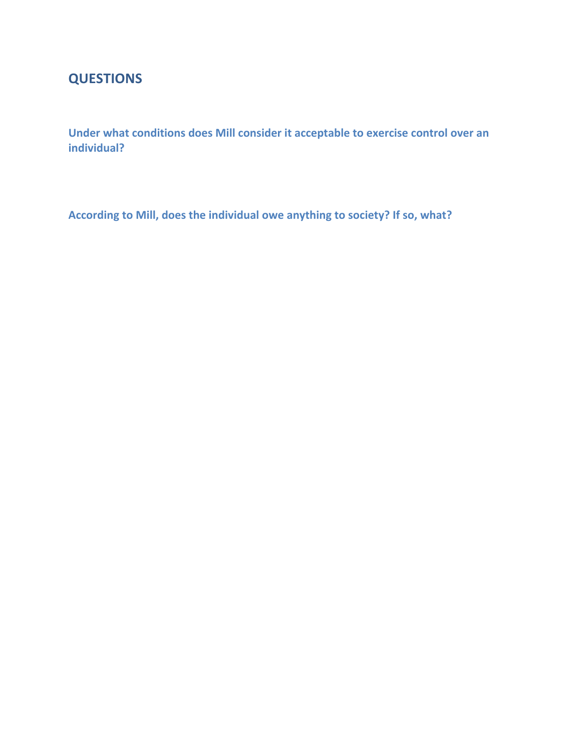## QUESTIONS

**Under what conditions does Mill consider it acceptable to exercise control over an individual?**

**According to Mill, does the individual owe anything to society? If so, what?**